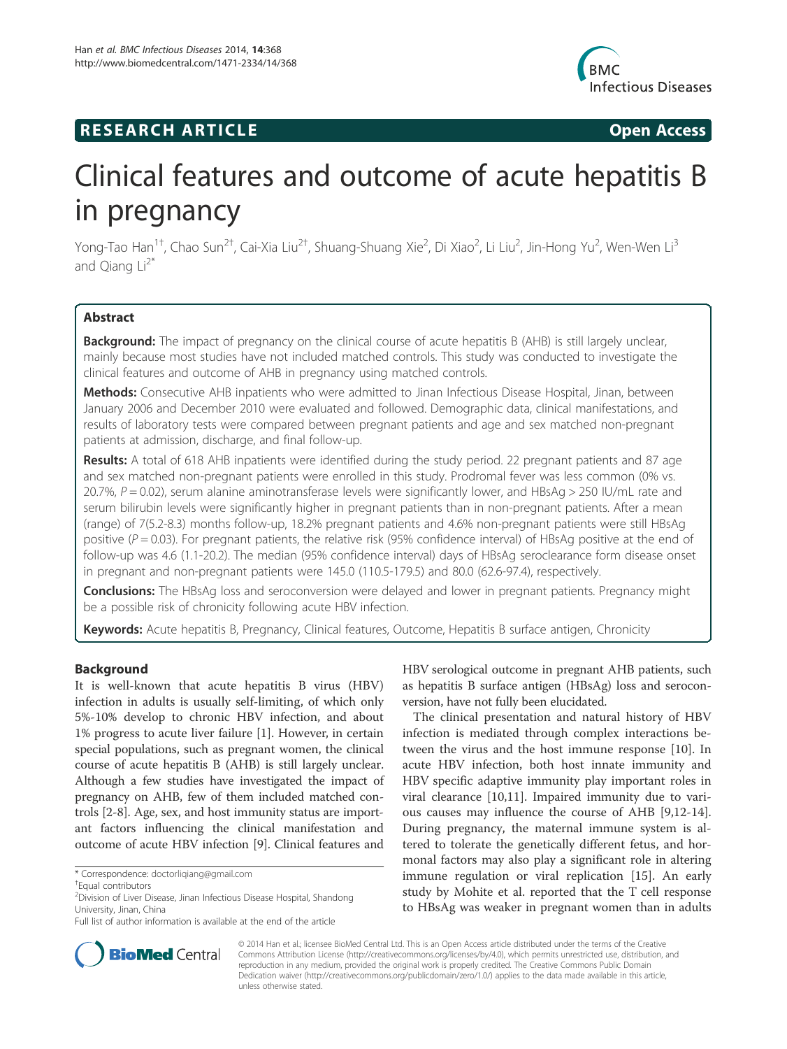# Clinical features and outcome of acute hepatitis B in pregnancy

Yong-Tao Han[1†], Chao Sun[2†], Cai-Xia Liu[2†], Shuang-Shuang Xie[2], Di Xiao[2], Li Liu[2], Jin-Hong Yu[2], Wen-Wen Li[3] and Qiang Li[2*]

## Abstract

**Background:** The impact of pregnancy on the clinical course of acute hepatitis B (AHB) is still largely unclear, mainly because most studies have not included matched controls. This study was conducted to investigate the clinical features and outcome of AHB in pregnancy using matched controls.

**Methods:** Consecutive AHB inpatients who were admitted to Jinan Infectious Disease Hospital, Jinan, between January 2006 and December 2010 were evaluated and followed. Demographic data, clinical manifestations, and results of laboratory tests were compared between pregnant patients and age and sex matched non-pregnant patients at admission, discharge, and final follow-up.

**Results:** A total of 618 AHB inpatients were identified during the study period. 22 pregnant patients and 87 age and sex matched non-pregnant patients were enrolled in this study. Prodromal fever was less common (0% vs. 20.7%, $P = 0.02$), serum alanine aminotransferase levels were significantly lower, and HBsAg > 250 IU/mL rate and serum bilirubin levels were significantly higher in pregnant patients than in non-pregnant patients. After a mean (range) of 7(5.2-8.3) months follow-up, 18.2% pregnant patients and 4.6% non-pregnant patients were still HBsAg positive ($P = 0.03$). For pregnant patients, the relative risk (95% confidence interval) of HBsAg positive at the end of follow-up was 4.6 (1.1-20.2). The median (95% confidence interval) days of HBsAg seroclearance form disease onset in pregnant and non-pregnant patients were 145.0 (110.5-179.5) and 80.0 (62.6-97.4), respectively.

**Conclusions:** The HBsAg loss and seroconversion were delayed and lower in pregnant patients. Pregnancy might be a possible risk of chronicity following acute HBV infection.

**Keywords:** Acute hepatitis B, Pregnancy, Clinical features, Outcome, Hepatitis B surface antigen, Chronicity

## Background

It is well-known that acute hepatitis B virus (HBV) infection in adults is usually self-limiting, of which only 5%-10% develop to chronic HBV infection, and about 1% progress to acute liver failure [1]. However, in certain special populations, such as pregnant women, the clinical course of acute hepatitis B (AHB) is still largely unclear. Although a few studies have investigated the impact of pregnancy on AHB, few of them included matched controls [2-8]. Age, sex, and host immunity status are important factors influencing the clinical manifestation and outcome of acute HBV infection [9]. Clinical features and HBV serological outcome in pregnant AHB patients, such as hepatitis B surface antigen (HBsAg) loss and seroconversion, have not fully been elucidated.

The clinical presentation and natural history of HBV infection is mediated through complex interactions between the virus and the host immune response [10]. In acute HBV infection, both host innate immunity and HBV specific adaptive immunity play important roles in viral clearance [10,11]. Impaired immunity due to various causes may influence the course of AHB [9,12-14]. During pregnancy, the maternal immune system is altered to tolerate the genetically different fetus, and hormonal factors may also play a significant role in altering immune regulation or viral replication [15]. An early study by Mohite et al. reported that the T cell response to HBsAg was weaker in pregnant women than in adults

\* Correspondence: doctorliqiang@gmail.com

†Equal contributors

[2]Division of Liver Disease, Jinan Infectious Disease Hospital, Shandong University, Jinan, China

Full list of author information is available at the end of the article

© 2014 Han et al.; licensee BioMed Central Ltd. This is an Open Access article distributed under the terms of the Creative Commons Attribution License (http://creativecommons.org/licenses/by/4.0), which permits unrestricted use, distribution, and reproduction in any medium, provided the original work is properly credited. The Creative Commons Public Domain Dedication waiver (http://creativecommons.org/publicdomain/zero/1.0/) applies to the data made available in this article, unless otherwise stated.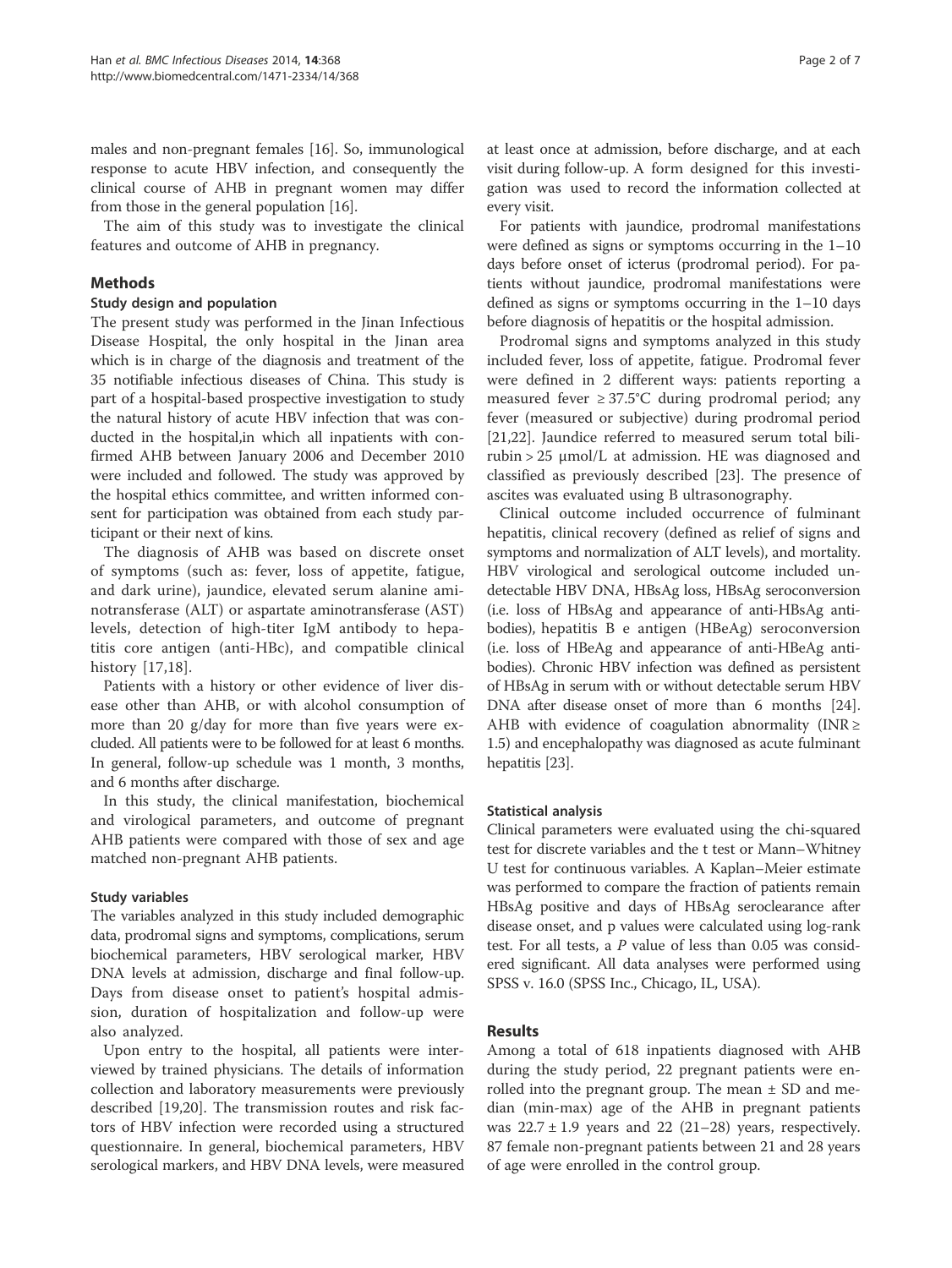males and non-pregnant females [16]. So, immunological response to acute HBV infection, and consequently the clinical course of AHB in pregnant women may differ from those in the general population [16].

The aim of this study was to investigate the clinical features and outcome of AHB in pregnancy.

## Methods

### Study design and population

The present study was performed in the Jinan Infectious Disease Hospital, the only hospital in the Jinan area which is in charge of the diagnosis and treatment of the 35 notifiable infectious diseases of China. This study is part of a hospital-based prospective investigation to study the natural history of acute HBV infection that was conducted in the hospital,in which all inpatients with confirmed AHB between January 2006 and December 2010 were included and followed. The study was approved by the hospital ethics committee, and written informed consent for participation was obtained from each study participant or their next of kins.

The diagnosis of AHB was based on discrete onset of symptoms (such as: fever, loss of appetite, fatigue, and dark urine), jaundice, elevated serum alanine aminotransferase (ALT) or aspartate aminotransferase (AST) levels, detection of high-titer IgM antibody to hepatitis core antigen (anti-HBc), and compatible clinical history [17,18].

Patients with a history or other evidence of liver disease other than AHB, or with alcohol consumption of more than 20 g/day for more than five years were excluded. All patients were to be followed for at least 6 months. In general, follow-up schedule was 1 month, 3 months, and 6 months after discharge.

In this study, the clinical manifestation, biochemical and virological parameters, and outcome of pregnant AHB patients were compared with those of sex and age matched non-pregnant AHB patients.

#### Study variables

The variables analyzed in this study included demographic data, prodromal signs and symptoms, complications, serum biochemical parameters, HBV serological marker, HBV DNA levels at admission, discharge and final follow-up. Days from disease onset to patient's hospital admission, duration of hospitalization and follow-up were also analyzed.

Upon entry to the hospital, all patients were interviewed by trained physicians. The details of information collection and laboratory measurements were previously described [19,20]. The transmission routes and risk factors of HBV infection were recorded using a structured questionnaire. In general, biochemical parameters, HBV serological markers, and HBV DNA levels, were measured at least once at admission, before discharge, and at each visit during follow-up. A form designed for this investigation was used to record the information collected at every visit.

For patients with jaundice, prodromal manifestations were defined as signs or symptoms occurring in the 1–10 days before onset of icterus (prodromal period). For patients without jaundice, prodromal manifestations were defined as signs or symptoms occurring in the 1–10 days before diagnosis of hepatitis or the hospital admission.

Prodromal signs and symptoms analyzed in this study included fever, loss of appetite, fatigue. Prodromal fever were defined in 2 different ways: patients reporting a measured fever ≥ 37.5°C during prodromal period; any fever (measured or subjective) during prodromal period [21,22]. Jaundice referred to measured serum total bilirubin > 25 μmol/L at admission. HE was diagnosed and classified as previously described [23]. The presence of ascites was evaluated using B ultrasonography.

Clinical outcome included occurrence of fulminant hepatitis, clinical recovery (defined as relief of signs and symptoms and normalization of ALT levels), and mortality. HBV virological and serological outcome included undetectable HBV DNA, HBsAg loss, HBsAg seroconversion (i.e. loss of HBsAg and appearance of anti-HBsAg antibodies), hepatitis B e antigen (HBeAg) seroconversion (i.e. loss of HBeAg and appearance of anti-HBeAg antibodies). Chronic HBV infection was defined as persistent of HBsAg in serum with or without detectable serum HBV DNA after disease onset of more than 6 months [24]. AHB with evidence of coagulation abnormality (INR ≥ 1.5) and encephalopathy was diagnosed as acute fulminant hepatitis [23].

#### Statistical analysis

Clinical parameters were evaluated using the chi-squared test for discrete variables and the t test or Mann–Whitney U test for continuous variables. A Kaplan–Meier estimate was performed to compare the fraction of patients remain HBsAg positive and days of HBsAg seroclearance after disease onset, and p values were calculated using log-rank test. For all tests, a $P$ value of less than 0.05 was considered significant. All data analyses were performed using SPSS v. 16.0 (SPSS Inc., Chicago, IL, USA).

## Results

Among a total of 618 inpatients diagnosed with AHB during the study period, 22 pregnant patients were enrolled into the pregnant group. The mean ± SD and median (min-max) age of the AHB in pregnant patients was 22.7 ± 1.9 years and 22 (21–28) years, respectively. 87 female non-pregnant patients between 21 and 28 years of age were enrolled in the control group.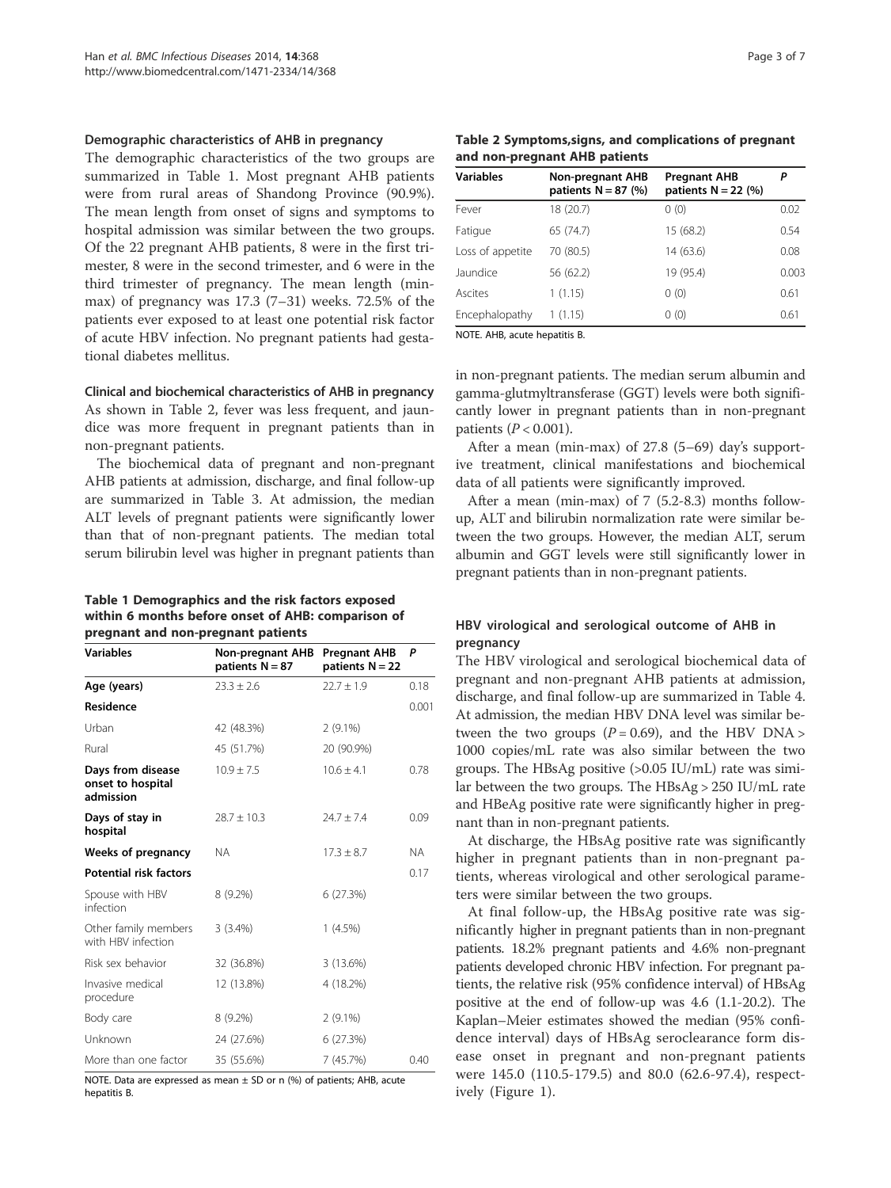### Demographic characteristics of AHB in pregnancy

The demographic characteristics of the two groups are summarized in Table 1. Most pregnant AHB patients were from rural areas of Shandong Province (90.9%). The mean length from onset of signs and symptoms to hospital admission was similar between the two groups. Of the 22 pregnant AHB patients, 8 were in the first trimester, 8 were in the second trimester, and 6 were in the third trimester of pregnancy. The mean length (min-max) of pregnancy was 17.3 (7–31) weeks. 72.5% of the patients ever exposed to at least one potential risk factor of acute HBV infection. No pregnant patients had gestational diabetes mellitus.

### Clinical and biochemical characteristics of AHB in pregnancy

As shown in Table 2, fever was less frequent, and jaundice was more frequent in pregnant patients than in non-pregnant patients.

The biochemical data of pregnant and non-pregnant AHB patients at admission, discharge, and final follow-up are summarized in Table 3. At admission, the median ALT levels of pregnant patients were significantly lower than that of non-pregnant patients. The median total serum bilirubin level was higher in pregnant patients than in non-pregnant patients. The median serum albumin and gamma-glutmyltransferase (GGT) levels were both significantly lower in pregnant patients than in non-pregnant patients ($P < 0.001$).

After a mean (min-max) of 27.8 (5–69) day's supportive treatment, clinical manifestations and biochemical data of all patients were significantly improved.

After a mean (min-max) of 7 (5.2-8.3) months follow-up, ALT and bilirubin normalization rate were similar between the two groups. However, the median ALT, serum albumin and GGT levels were still significantly lower in pregnant patients than in non-pregnant patients.

**Table 1 Demographics and the risk factors exposed within 6 months before onset of AHB: comparison of pregnant and non-pregnant patients**

| Variables | Non-pregnant AHB patients N = 87 | Pregnant AHB patients N = 22 | P |
|---|---|---|---|
| **Age (years)** | 23.3 ± 2.6 | 22.7 ± 1.9 | 0.18 |
| **Residence** | | | 0.001 |
| Urban | 42 (48.3%) | 2 (9.1%) | |
| Rural | 45 (51.7%) | 20 (90.9%) | |
| **Days from disease onset to hospital admission** | 10.9 ± 7.5 | 10.6 ± 4.1 | 0.78 |
| **Days of stay in hospital** | 28.7 ± 10.3 | 24.7 ± 7.4 | 0.09 |
| **Weeks of pregnancy** | NA | 17.3 ± 8.7 | NA |
| **Potential risk factors** | | | 0.17 |
| Spouse with HBV infection | 8 (9.2%) | 6 (27.3%) | |
| Other family members with HBV infection | 3 (3.4%) | 1 (4.5%) | |
| Risk sex behavior | 32 (36.8%) | 3 (13.6%) | |
| Invasive medical procedure | 12 (13.8%) | 4 (18.2%) | |
| Body care | 8 (9.2%) | 2 (9.1%) | |
| Unknown | 24 (27.6%) | 6 (27.3%) | |
| More than one factor | 35 (55.6%) | 7 (45.7%) | 0.40 |

NOTE. Data are expressed as mean ± SD or n (%) of patients; AHB, acute hepatitis B.

**Table 2 Symptoms,signs, and complications of pregnant and non-pregnant AHB patients**

| Variables | Non-pregnant AHB patients N = 87 (%) | Pregnant AHB patients N = 22 (%) | P |
|---|---|---|---|
| Fever | 18 (20.7) | 0 (0) | 0.02 |
| Fatigue | 65 (74.7) | 15 (68.2) | 0.54 |
| Loss of appetite | 70 (80.5) | 14 (63.6) | 0.08 |
| Jaundice | 56 (62.2) | 19 (95.4) | 0.003 |
| Ascites | 1 (1.15) | 0 (0) | 0.61 |
| Encephalopathy | 1 (1.15) | 0 (0) | 0.61 |

NOTE. AHB, acute hepatitis B.

### HBV virological and serological outcome of AHB in pregnancy

The HBV virological and serological biochemical data of pregnant and non-pregnant AHB patients at admission, discharge, and final follow-up are summarized in Table 4. At admission, the median HBV DNA level was similar between the two groups ($P = 0.69$), and the HBV DNA > 1000 copies/mL rate was also similar between the two groups. The HBsAg positive (>0.05 IU/mL) rate was similar between the two groups. The HBsAg > 250 IU/mL rate and HBeAg positive rate were significantly higher in pregnant than in non-pregnant patients.

At discharge, the HBsAg positive rate was significantly higher in pregnant patients than in non-pregnant patients, whereas virological and other serological parameters were similar between the two groups.

At final follow-up, the HBsAg positive rate was significantly higher in pregnant patients than in non-pregnant patients. 18.2% pregnant patients and 4.6% non-pregnant patients developed chronic HBV infection. For pregnant patients, the relative risk (95% confidence interval) of HBsAg positive at the end of follow-up was 4.6 (1.1-20.2). The Kaplan–Meier estimates showed the median (95% confidence interval) days of HBsAg seroclearance form disease onset in pregnant and non-pregnant patients were 145.0 (110.5-179.5) and 80.0 (62.6-97.4), respectively (Figure 1).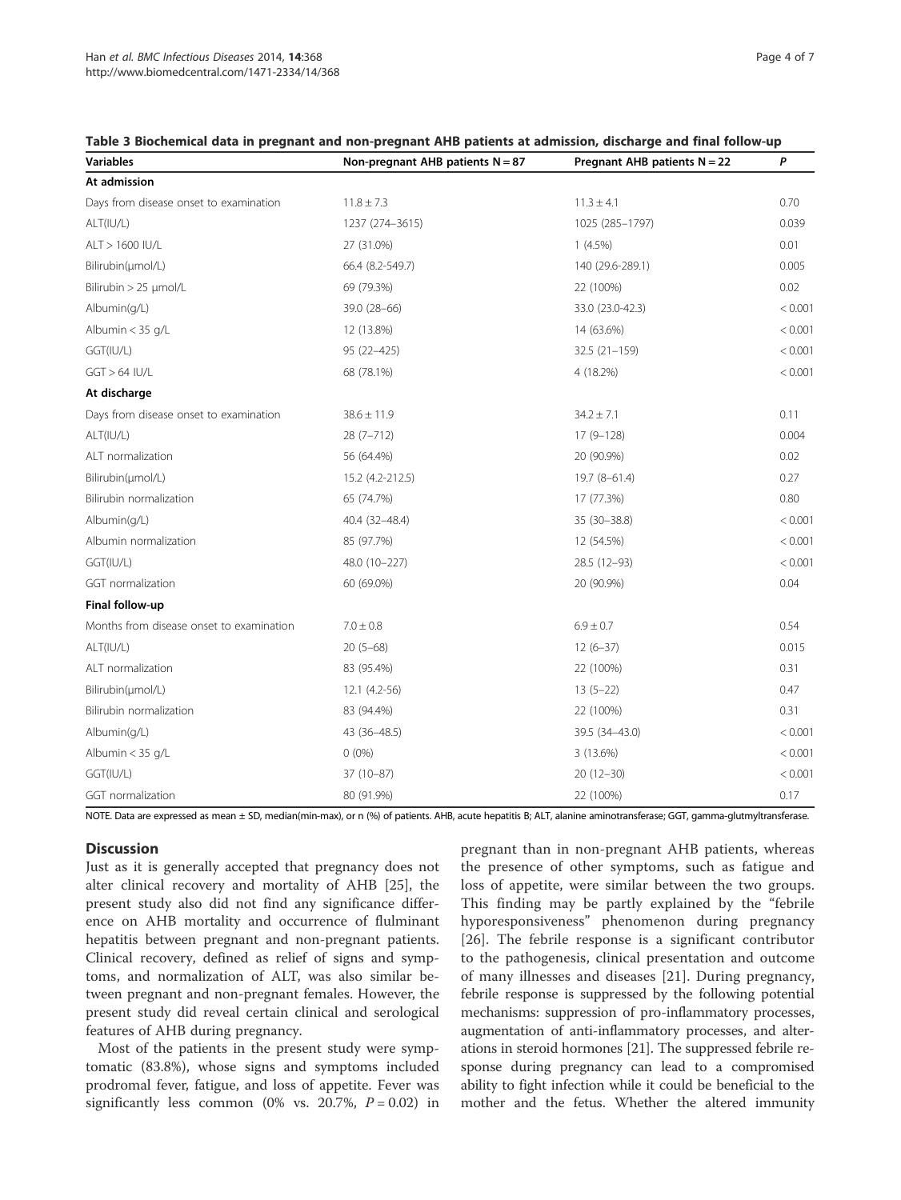**Table 3 Biochemical data in pregnant and non-pregnant AHB patients at admission, discharge and final follow-up**

| Variables | Non-pregnant AHB patients N = 87 | Pregnant AHB patients N = 22 | P |
|---|---|---|---|
| **At admission** | | | |
| Days from disease onset to examination | 11.8 ± 7.3 | 11.3 ± 4.1 | 0.70 |
| ALT(IU/L) | 1237 (274–3615) | 1025 (285–1797) | 0.039 |
| ALT > 1600 IU/L | 27 (31.0%) | 1 (4.5%) | 0.01 |
| Bilirubin(μmol/L) | 66.4 (8.2-549.7) | 140 (29.6-289.1) | 0.005 |
| Bilirubin > 25 μmol/L | 69 (79.3%) | 22 (100%) | 0.02 |
| Albumin(g/L) | 39.0 (28–66) | 33.0 (23.0-42.3) | < 0.001 |
| Albumin < 35 g/L | 12 (13.8%) | 14 (63.6%) | < 0.001 |
| GGT(IU/L) | 95 (22–425) | 32.5 (21–159) | < 0.001 |
| GGT > 64 IU/L | 68 (78.1%) | 4 (18.2%) | < 0.001 |
| **At discharge** | | | |
| Days from disease onset to examination | 38.6 ± 11.9 | 34.2 ± 7.1 | 0.11 |
| ALT(IU/L) | 28 (7–712) | 17 (9–128) | 0.004 |
| ALT normalization | 56 (64.4%) | 20 (90.9%) | 0.02 |
| Bilirubin(μmol/L) | 15.2 (4.2-212.5) | 19.7 (8–61.4) | 0.27 |
| Bilirubin normalization | 65 (74.7%) | 17 (77.3%) | 0.80 |
| Albumin(g/L) | 40.4 (32–48.4) | 35 (30–38.8) | < 0.001 |
| Albumin normalization | 85 (97.7%) | 12 (54.5%) | < 0.001 |
| GGT(IU/L) | 48.0 (10–227) | 28.5 (12–93) | < 0.001 |
| GGT normalization | 60 (69.0%) | 20 (90.9%) | 0.04 |
| **Final follow-up** | | | |
| Months from disease onset to examination | 7.0 ± 0.8 | 6.9 ± 0.7 | 0.54 |
| ALT(IU/L) | 20 (5–68) | 12 (6–37) | 0.015 |
| ALT normalization | 83 (95.4%) | 22 (100%) | 0.31 |
| Bilirubin(μmol/L) | 12.1 (4.2-56) | 13 (5–22) | 0.47 |
| Bilirubin normalization | 83 (94.4%) | 22 (100%) | 0.31 |
| Albumin(g/L) | 43 (36–48.5) | 39.5 (34–43.0) | < 0.001 |
| Albumin < 35 g/L | 0 (0%) | 3 (13.6%) | < 0.001 |
| GGT(IU/L) | 37 (10–87) | 20 (12–30) | < 0.001 |
| GGT normalization | 80 (91.9%) | 22 (100%) | 0.17 |

NOTE. Data are expressed as mean ± SD, median(min-max), or n (%) of patients. AHB, acute hepatitis B; ALT, alanine aminotransferase; GGT, gamma-glutmyltransferase.

## Discussion

Just as it is generally accepted that pregnancy does not alter clinical recovery and mortality of AHB [25], the present study also did not find any significance difference on AHB mortality and occurrence of fluminant hepatitis between pregnant and non-pregnant patients. Clinical recovery, defined as relief of signs and symptoms, and normalization of ALT, was also similar between pregnant and non-pregnant females. However, the present study did reveal certain clinical and serological features of AHB during pregnancy.

Most of the patients in the present study were symptomatic (83.8%), whose signs and symptoms included prodromal fever, fatigue, and loss of appetite. Fever was significantly less common (0% vs. 20.7%, $P = 0.02$) in pregnant than in non-pregnant AHB patients, whereas the presence of other symptoms, such as fatigue and loss of appetite, were similar between the two groups. This finding may be partly explained by the "febrile hyporesponsiveness" phenomenon during pregnancy [26]. The febrile response is a significant contributor to the pathogenesis, clinical presentation and outcome of many illnesses and diseases [21]. During pregnancy, febrile response is suppressed by the following potential mechanisms: suppression of pro-inflammatory processes, augmentation of anti-inflammatory processes, and alterations in steroid hormones [21]. The suppressed febrile response during pregnancy can lead to a compromised ability to fight infection while it could be beneficial to the mother and the fetus. Whether the altered immunity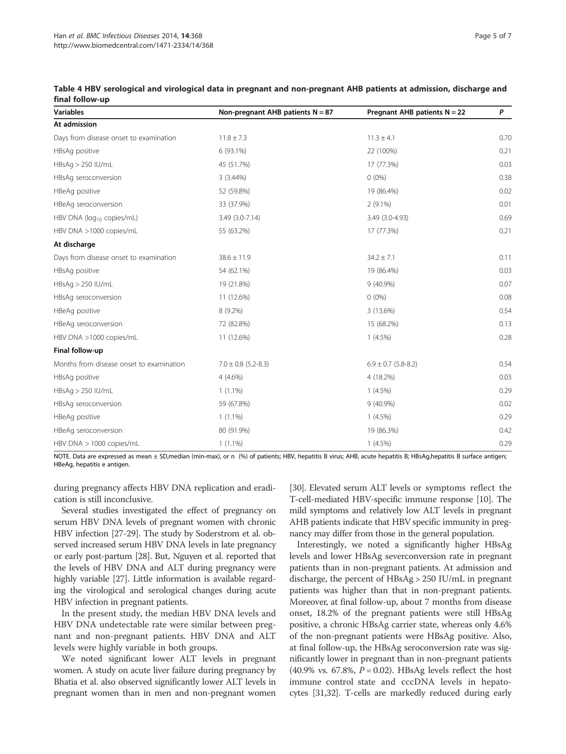**Table 4 HBV serological and virological data in pregnant and non-pregnant AHB patients at admission, discharge and final follow-up**

| Variables | Non-pregnant AHB patients N = 87 | Pregnant AHB patients N = 22 | P |
|---|---|---|---|
| **At admission** | | | |
| Days from disease onset to examination | 11.8 ± 7.3 | 11.3 ± 4.1 | 0.70 |
| HBsAg positive | 6 (93.1%) | 22 (100%) | 0.21 |
| HBsAg > 250 IU/mL | 45 (51.7%) | 17 (77.3%) | 0.03 |
| HBsAg seroconversion | 3 (3.44%) | 0 (0%) | 0.38 |
| HBeAg positive | 52 (59.8%) | 19 (86.4%) | 0.02 |
| HBeAg seroconversion | 33 (37.9%) | 2 (9.1%) | 0.01 |
| HBV DNA ($\log_{10}$ copies/mL) | 3.49 (3.0-7.14) | 3.49 (3.0-4.93) | 0.69 |
| HBV DNA >1000 copies/mL | 55 (63.2%) | 17 (77.3%) | 0.21 |
| **At discharge** | | | |
| Days from disease onset to examination | 38.6 ± 11.9 | 34.2 ± 7.1 | 0.11 |
| HBsAg positive | 54 (62.1%) | 19 (86.4%) | 0.03 |
| HBsAg > 250 IU/mL | 19 (21.8%) | 9 (40.9%) | 0.07 |
| HBsAg seroconversion | 11 (12.6%) | 0 (0%) | 0.08 |
| HBeAg positive | 8 (9.2%) | 3 (13.6%) | 0.54 |
| HBeAg seroconversion | 72 (82.8%) | 15 (68.2%) | 0.13 |
| HBV DNA >1000 copies/mL | 11 (12.6%) | 1 (4.5%) | 0.28 |
| **Final follow-up** | | | |
| Months from disease onset to examination | 7.0 ± 0.8 (5.2-8.3) | 6.9 ± 0.7 (5.8-8.2) | 0.54 |
| HBsAg positive | 4 (4.6%) | 4 (18.2%) | 0.03 |
| HBsAg > 250 IU/mL | 1 (1.1%) | 1 (4.5%) | 0.29 |
| HBsAg seroconversion | 59 (67.8%) | 9 (40.9%) | 0.02 |
| HBeAg positive | 1 (1.1%) | 1 (4.5%) | 0.29 |
| HBeAg seroconversion | 80 (91.9%) | 19 (86.3%) | 0.42 |
| HBV DNA > 1000 copies/mL | 1 (1.1%) | 1 (4.5%) | 0.29 |

NOTE. Data are expressed as mean ± SD,median (min-max), or n (%) of patients; HBV, hepatitis B virus; AHB, acute hepatitis B; HBsAg,hepatitis B surface antigen; HBeAg, hepatitis e antigen.

during pregnancy affects HBV DNA replication and eradication is still inconclusive.

Several studies investigated the effect of pregnancy on serum HBV DNA levels of pregnant women with chronic HBV infection [27-29]. The study by Soderstrom et al. observed increased serum HBV DNA levels in late pregnancy or early post-partum [28]. But, Nguyen et al. reported that the levels of HBV DNA and ALT during pregnancy were highly variable [27]. Little information is available regarding the virological and serological changes during acute HBV infection in pregnant patients.

In the present study, the median HBV DNA levels and HBV DNA undetectable rate were similar between pregnant and non-pregnant patients. HBV DNA and ALT levels were highly variable in both groups.

We noted significant lower ALT levels in pregnant women. A study on acute liver failure during pregnancy by Bhatia et al. also observed significantly lower ALT levels in pregnant women than in men and non-pregnant women [30]. Elevated serum ALT levels or symptoms reflect the T-cell-mediated HBV-specific immune response [10]. The mild symptoms and relatively low ALT levels in pregnant AHB patients indicate that HBV specific immunity in pregnancy may differ from those in the general population.

Interestingly, we noted a significantly higher HBsAg levels and lower HBsAg severconversion rate in pregnant patients than in non-pregnant patients. At admission and discharge, the percent of HBsAg > 250 IU/mL in pregnant patients was higher than that in non-pregnant patients. Moreover, at final follow-up, about 7 months from disease onset, 18.2% of the pregnant patients were still HBsAg positive, a chronic HBsAg carrier state, whereas only 4.6% of the non-pregnant patients were HBsAg positive. Also, at final follow-up, the HBsAg seroconversion rate was significantly lower in pregnant than in non-pregnant patients (40.9% vs. 67.8%, $P = 0.02$). HBsAg levels reflect the host immune control state and cccDNA levels in hepatocytes [31,32]. T-cells are markedly reduced during early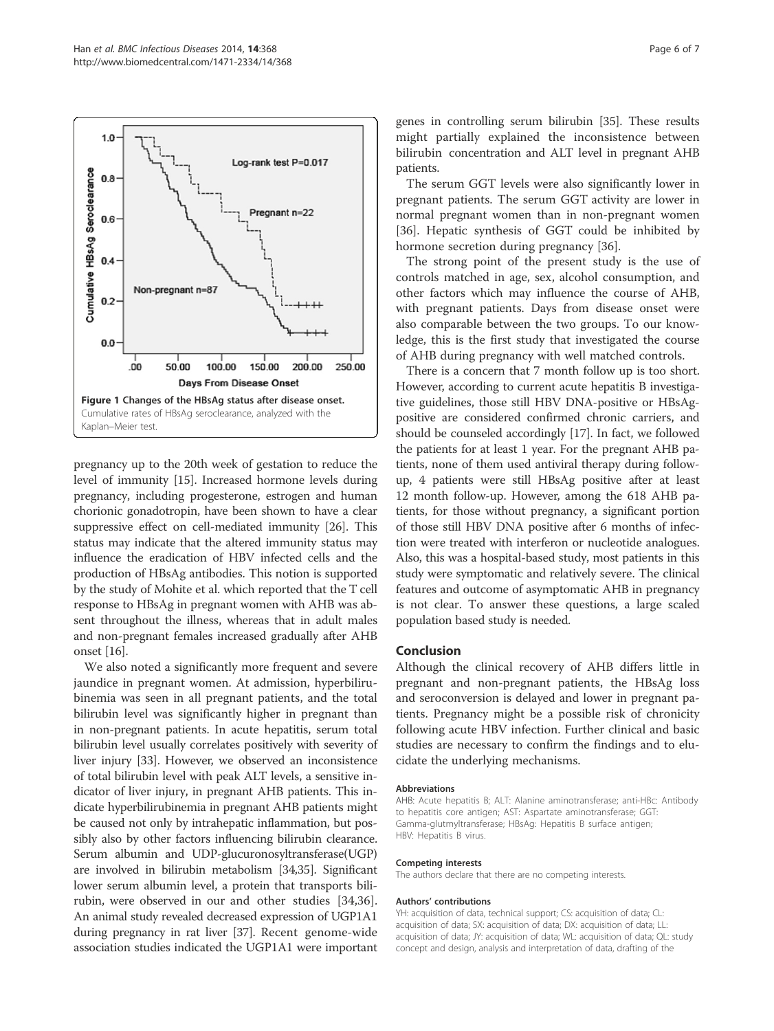Figure 1 Changes of the HBsAg status after disease onset. Cumulative rates of HBsAg seroclearance, analyzed with the Kaplan–Meier test.

pregnancy up to the 20th week of gestation to reduce the level of immunity [15]. Increased hormone levels during pregnancy, including progesterone, estrogen and human chorionic gonadotropin, have been shown to have a clear suppressive effect on cell-mediated immunity [26]. This status may indicate that the altered immunity status may influence the eradication of HBV infected cells and the production of HBsAg antibodies. This notion is supported by the study of Mohite et al. which reported that the T cell response to HBsAg in pregnant women with AHB was absent throughout the illness, whereas that in adult males and non-pregnant females increased gradually after AHB onset [16].

We also noted a significantly more frequent and severe jaundice in pregnant women. At admission, hyperbilirubinemia was seen in all pregnant patients, and the total bilirubin level was significantly higher in pregnant than in non-pregnant patients. In acute hepatitis, serum total bilirubin level usually correlates positively with severity of liver injury [33]. However, we observed an inconsistence of total bilirubin level with peak ALT levels, a sensitive indicator of liver injury, in pregnant AHB patients. This indicate hyperbilirubinemia in pregnant AHB patients might be caused not only by intrahepatic inflammation, but possibly also by other factors influencing bilirubin clearance. Serum albumin and UDP-glucuronosyltransferase(UGP) are involved in bilirubin metabolism [34,35]. Significant lower serum albumin level, a protein that transports bilirubin, were observed in our and other studies [34,36]. An animal study revealed decreased expression of UGP1A1 during pregnancy in rat liver [37]. Recent genome-wide association studies indicated the UGP1A1 were important genes in controlling serum bilirubin [35]. These results might partially explained the inconsistence between bilirubin concentration and ALT level in pregnant AHB patients.

The serum GGT levels were also significantly lower in pregnant patients. The serum GGT activity are lower in normal pregnant women than in non-pregnant women [36]. Hepatic synthesis of GGT could be inhibited by hormone secretion during pregnancy [36].

The strong point of the present study is the use of controls matched in age, sex, alcohol consumption, and other factors which may influence the course of AHB, with pregnant patients. Days from disease onset were also comparable between the two groups. To our knowledge, this is the first study that investigated the course of AHB during pregnancy with well matched controls.

There is a concern that 7 month follow up is too short. However, according to current acute hepatitis B investigative guidelines, those still HBV DNA-positive or HBsAg-positive are considered confirmed chronic carriers, and should be counseled accordingly [17]. In fact, we followed the patients for at least 1 year. For the pregnant AHB patients, none of them used antiviral therapy during follow-up, 4 patients were still HBsAg positive after at least 12 month follow-up. However, among the 618 AHB patients, for those without pregnancy, a significant portion of those still HBV DNA positive after 6 months of infection were treated with interferon or nucleotide analogues. Also, this was a hospital-based study, most patients in this study were symptomatic and relatively severe. The clinical features and outcome of asymptomatic AHB in pregnancy is not clear. To answer these questions, a large scaled population based study is needed.

## Conclusion

Although the clinical recovery of AHB differs little in pregnant and non-pregnant patients, the HBsAg loss and seroconversion is delayed and lower in pregnant patients. Pregnancy might be a possible risk of chronicity following acute HBV infection. Further clinical and basic studies are necessary to confirm the findings and to elucidate the underlying mechanisms.

#### Abbreviations

AHB: Acute hepatitis B; ALT: Alanine aminotransferase; anti-HBc: Antibody to hepatitis core antigen; AST: Aspartate aminotransferase; GGT: Gamma-glutmyltransferase; HBsAg: Hepatitis B surface antigen; HBV: Hepatitis B virus.

#### Competing interests

The authors declare that there are no competing interests.

#### Authors' contributions

YH: acquisition of data, technical support; CS: acquisition of data; CL: acquisition of data; SX: acquisition of data; DX: acquisition of data; LL: acquisition of data; JY: acquisition of data; WL: acquisition of data; QL: study concept and design, analysis and interpretation of data, drafting of the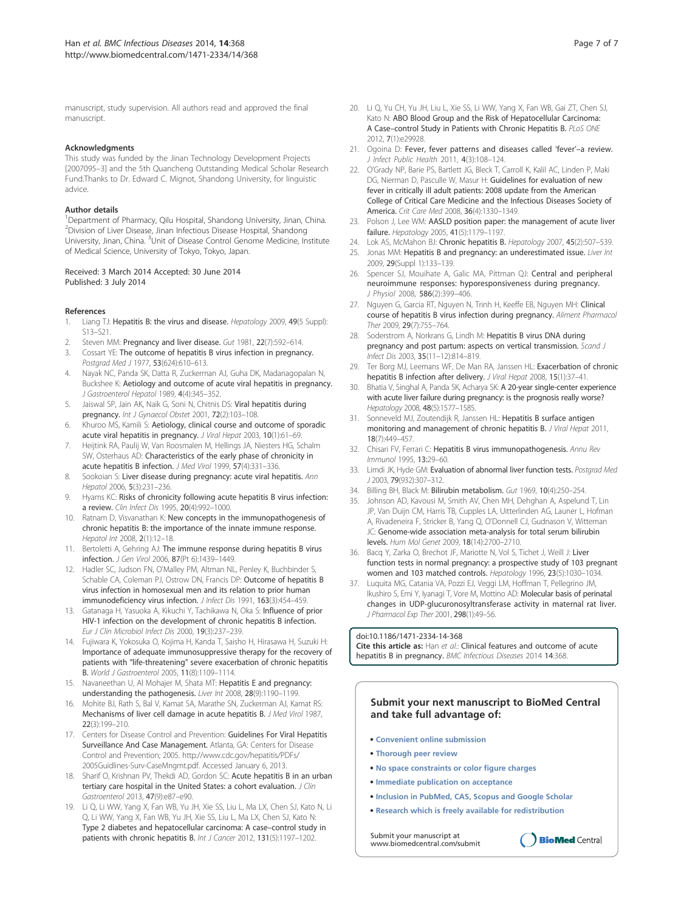manuscript, study supervision. All authors read and approved the final manuscript.

#### Acknowledgments

This study was funded by the Jinan Technology Development Projects [2007095–3] and the 5th Quancheng Outstanding Medical Scholar Research Fund.Thanks to Dr. Edward C. Mignot, Shandong University, for linguistic advice.

#### Author details

[1]Department of Pharmacy, Qilu Hospital, Shandong University, Jinan, China. [2]Division of Liver Disease, Jinan Infectious Disease Hospital, Shandong University, Jinan, China. [3]Unit of Disease Control Genome Medicine, Institute of Medical Science, University of Tokyo, Tokyo, Japan.

Received: 3 March 2014 Accepted: 30 June 2014
Published: 3 July 2014

#### References

1. Liang TJ: **Hepatitis B: the virus and disease.** *Hepatology* 2009, **49**(5 Suppl): S13–S21.
2. Steven MM: **Pregnancy and liver disease.** *Gut* 1981, **22**(7):592–614.
3. Cossart YE: **The outcome of hepatitis B virus infection in pregnancy.** *Postgrad Med J* 1977, **53**(624):610–613.
4. Nayak NC, Panda SK, Datta R, Zuckerman AJ, Guha DK, Madanagopalan N, Buckshee K: **Aetiology and outcome of acute viral hepatitis in pregnancy.** *J Gastroenterol Hepatol* 1989, **4**(4):345–352.
5. Jaiswal SP, Jain AK, Naik G, Soni N, Chitnis DS: **Viral hepatitis during pregnancy.** *Int J Gynaecol Obstet* 2001, **72**(2):103–108.
6. Khuroo MS, Kamili S: **Aetiology, clinical course and outcome of sporadic acute viral hepatitis in pregnancy.** *J Viral Hepat* 2003, **10**(1):61–69.
7. Heijtink RA, Paulij W, Van Roosmalen M, Hellings JA, Niesters HG, Schalm SW, Osterhaus AD: **Characteristics of the early phase of chronicity in acute hepatitis B infection.** *J Med Virol* 1999, **57**(4):331–336.
8. Sookoian S: **Liver disease during pregnancy: acute viral hepatitis.** *Ann Hepatol* 2006, **5**(3):231–236.
9. Hyams KC: **Risks of chronicity following acute hepatitis B virus infection: a review.** *Clin Infect Dis* 1995, **20**(4):992–1000.
10. Ratnam D, Visvanathan K: **New concepts in the immunopathogenesis of chronic hepatitis B: the importance of the innate immune response.** *Hepatol Int* 2008, **2**(1):12–18.
11. Bertoletti A, Gehring AJ: **The immune response during hepatitis B virus infection.** *J Gen Virol* 2006, **87**(Pt 6):1439–1449.
12. Hadler SC, Judson FN, O'Malley PM, Altman NL, Penley K, Buchbinder S, Schable CA, Coleman PJ, Ostrow DN, Francis DP: **Outcome of hepatitis B virus infection in homosexual men and its relation to prior human immunodeficiency virus infection.** *J Infect Dis* 1991, **163**(3):454–459.
13. Gatanaga H, Yasuoka A, Kikuchi Y, Tachikawa N, Oka S: **Influence of prior HIV-1 infection on the development of chronic hepatitis B infection.** *Eur J Clin Microbiol Infect Dis* 2000, **19**(3):237–239.
14. Fujiwara K, Yokosuka O, Kojima H, Kanda T, Saisho H, Hirasawa H, Suzuki H: **Importance of adequate immunosuppressive therapy for the recovery of patients with "life-threatening" severe exacerbation of chronic hepatitis B.** *World J Gastroenterol* 2005, **11**(8):1109–1114.
15. Navaneethan U, Al Mohajer M, Shata MT: **Hepatitis E and pregnancy: understanding the pathogenesis.** *Liver Int* 2008, **28**(9):1190–1199.
16. Mohite BJ, Rath S, Bal V, Kamat SA, Marathe SN, Zuckerman AJ, Kamat RS: **Mechanisms of liver cell damage in acute hepatitis B.** *J Med Virol* 1987, **22**(3):199–210.
17. Centers for Disease Control and Prevention: **Guidelines For Viral Hepatitis Surveillance And Case Management.** Atlanta, GA: Centers for Disease Control and Prevention; 2005. http://www.cdc.gov/hepatitis/PDFs/2005Guidlines-Surv-CaseMngmt.pdf. Accessed January 6, 2013.
18. Sharif O, Krishnan PV, Thekdi AD, Gordon SC: **Acute hepatitis B in an urban tertiary care hospital in the United States: a cohort evaluation.** *J Clin Gastroenterol* 2013, **47**(9):e87–e90.
19. Li Q, Li WW, Yang X, Fan WB, Yu JH, Xie SS, Liu L, Ma LX, Chen SJ, Kato N, Li Q, Li WW, Yang X, Fan WB, Yu JH, Xie SS, Liu L, Ma LX, Chen SJ, Kato N: **Type 2 diabetes and hepatocellular carcinoma: A case–control study in patients with chronic hepatitis B.** *Int J Cancer* 2012, **131**(5):1197–1202.
20. Li Q, Yu CH, Yu JH, Liu L, Xie SS, Li WW, Yang X, Fan WB, Gai ZT, Chen SJ, Kato N: **ABO Blood Group and the Risk of Hepatocellular Carcinoma: A Case–control Study in Patients with Chronic Hepatitis B.** *PLoS ONE* 2012, **7**(1):e29928.
21. Ogoina D: **Fever, fever patterns and diseases called 'fever'–a review.** *J Infect Public Health* 2011, **4**(3):108–124.
22. O'Grady NP, Barie PS, Bartlett JG, Bleck T, Carroll K, Kalil AC, Linden P, Maki DG, Nierman D, Pasculle W, Masur H: **Guidelines for evaluation of new fever in critically ill adult patients: 2008 update from the American College of Critical Care Medicine and the Infectious Diseases Society of America.** *Crit Care Med* 2008, **36**(4):1330–1349.
23. Polson J, Lee WM: **AASLD position paper: the management of acute liver failure.** *Hepatology* 2005, **41**(5):1179–1197.
24. Lok AS, McMahon BJ: **Chronic hepatitis B.** *Hepatology* 2007, **45**(2):507–539.
25. Jonas MM: **Hepatitis B and pregnancy: an underestimated issue.** *Liver Int* 2009, **29**(Suppl 1):133–139.
26. Spencer SJ, Mouihate A, Galic MA, Pittman QJ: **Central and peripheral neuroimmune responses: hyporesponsiveness during pregnancy.** *J Physiol* 2008, **586**(2):399–406.
27. Nguyen G, Garcia RT, Nguyen N, Trinh H, Keeffe EB, Nguyen MH: **Clinical course of hepatitis B virus infection during pregnancy.** *Aliment Pharmacol Ther* 2009, **29**(7):755–764.
28. Soderstrom A, Norkrans G, Lindh M: **Hepatitis B virus DNA during pregnancy and post partum: aspects on vertical transmission.** *Scand J Infect Dis* 2003, **35**(11–12):814–819.
29. Ter Borg MJ, Leemans WF, De Man RA, Janssen HL: **Exacerbation of chronic hepatitis B infection after delivery.** *J Viral Hepat* 2008, **15**(1):37–41.
30. Bhatia V, Singhal A, Panda SK, Acharya SK: **A 20-year single-center experience with acute liver failure during pregnancy: is the prognosis really worse?** *Hepatology* 2008, **48**(5):1577–1585.
31. Sonneveld MJ, Zoutendijk R, Janssen HL: **Hepatitis B surface antigen monitoring and management of chronic hepatitis B.** *J Viral Hepat* 2011, **18**(7):449–457.
32. Chisari FV, Ferrari C: **Hepatitis B virus immunopathogenesis.** *Annu Rev Immunol* 1995, **13**:29–60.
33. Limdi JK, Hyde GM: **Evaluation of abnormal liver function tests.** *Postgrad Med J* 2003, **79**(932):307–312.
34. Billing BH, Black M: **Bilirubin metabolism.** *Gut* 1969, **10**(4):250–254.
35. Johnson AD, Kavousi M, Smith AV, Chen MH, Dehghan A, Aspelund T, Lin JP, Van Duijn CM, Harris TB, Cupples LA, Uitterlinden AG, Launer L, Hofman A, Rivadeneira F, Stricker B, Yang Q, O'Donnell CJ, Gudnason V, Witteman JC: **Genome-wide association meta-analysis for total serum bilirubin levels.** *Hum Mol Genet* 2009, **18**(14):2700–2710.
36. Bacq Y, Zarka O, Brechot JF, Mariotte N, Vol S, Tichet J, Weill J: **Liver function tests in normal pregnancy: a prospective study of 103 pregnant women and 103 matched controls.** *Hepatology* 1996, **23**(5):1030–1034.
37. Luquita MG, Catania VA, Pozzi EJ, Veggi LM, Hoffman T, Pellegrino JM, Ikushiro S, Emi Y, Iyanagi T, Vore M, Mottino AD: **Molecular basis of perinatal changes in UDP-glucuronosyltransferase activity in maternal rat liver.** *J Pharmacol Exp Ther* 2001, **298**(1):49–56.

doi:10.1186/1471-2334-14-368
**Cite this article as:** Han *et al.*: Clinical features and outcome of acute hepatitis B in pregnancy. *BMC Infectious Diseases* 2014 **14**:368.